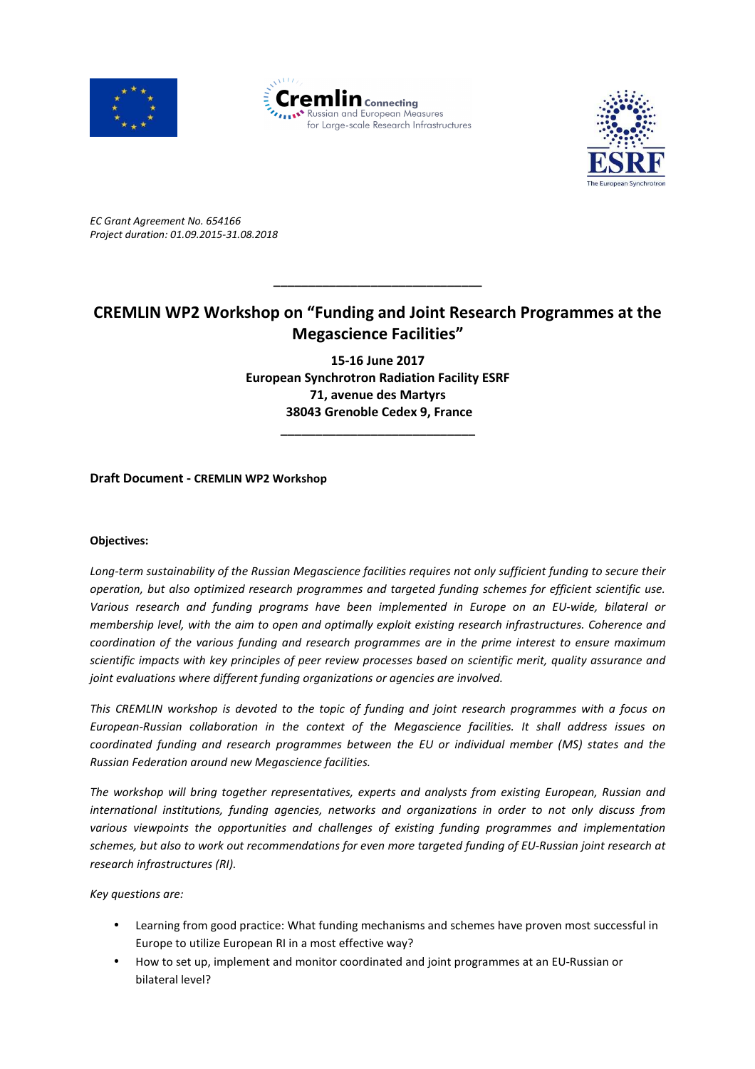Cremlin Connecting Russian and European Measures for Large-scale Research Infrastructures

ESRF The European Synchrotron

*EC Grant Agreement No. 654166*
*Project duration: 01.09.2015-31.08.2018*

---

# CREMLIN WP2 Workshop on "Funding and Joint Research Programmes at the Megascience Facilities"

**15-16 June 2017**
**European Synchrotron Radiation Facility ESRF**
**71, avenue des Martyrs**
**38043 Grenoble Cedex 9, France**

---

**Draft Document - CREMLIN WP2 Workshop**

**Objectives:**

*Long-term sustainability of the Russian Megascience facilities requires not only sufficient funding to secure their operation, but also optimized research programmes and targeted funding schemes for efficient scientific use. Various research and funding programs have been implemented in Europe on an EU-wide, bilateral or membership level, with the aim to open and optimally exploit existing research infrastructures. Coherence and coordination of the various funding and research programmes are in the prime interest to ensure maximum scientific impacts with key principles of peer review processes based on scientific merit, quality assurance and joint evaluations where different funding organizations or agencies are involved.*

*This CREMLIN workshop is devoted to the topic of funding and joint research programmes with a focus on European-Russian collaboration in the context of the Megascience facilities. It shall address issues on coordinated funding and research programmes between the EU or individual member (MS) states and the Russian Federation around new Megascience facilities.*

*The workshop will bring together representatives, experts and analysts from existing European, Russian and international institutions, funding agencies, networks and organizations in order to not only discuss from various viewpoints the opportunities and challenges of existing funding programmes and implementation schemes, but also to work out recommendations for even more targeted funding of EU-Russian joint research at research infrastructures (RI).*

*Key questions are:*

- Learning from good practice: What funding mechanisms and schemes have proven most successful in Europe to utilize European RI in a most effective way?
- How to set up, implement and monitor coordinated and joint programmes at an EU-Russian or bilateral level?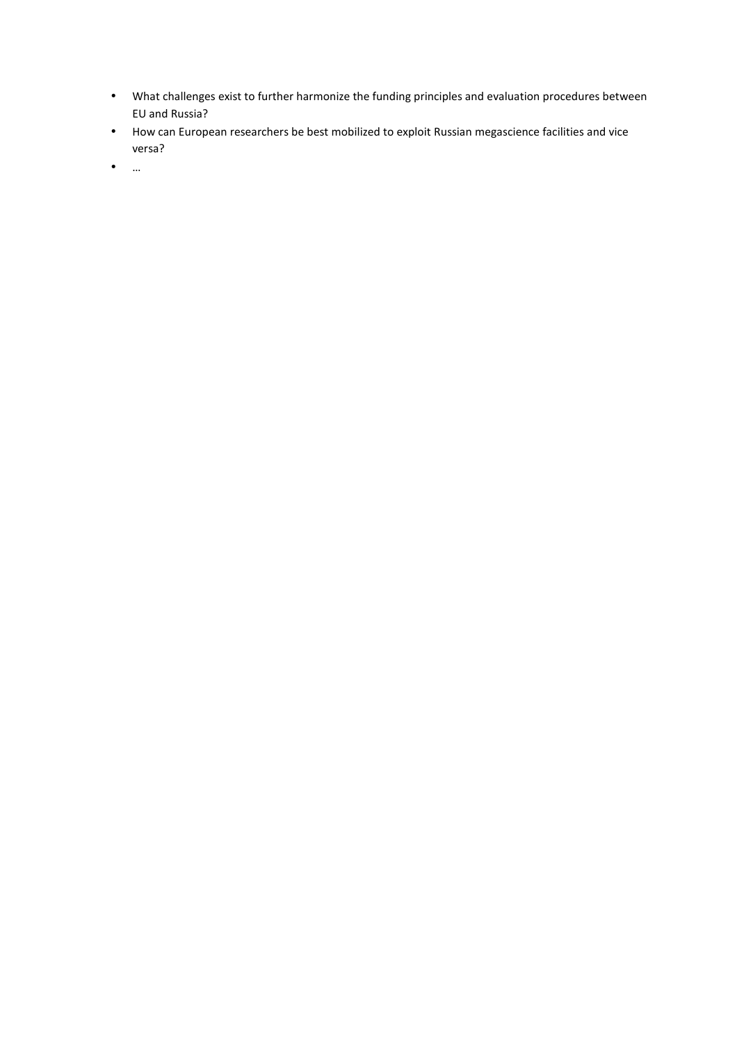- What challenges exist to further harmonize the funding principles and evaluation procedures between EU and Russia?
- How can European researchers be best mobilized to exploit Russian megascience facilities and vice versa?
- …